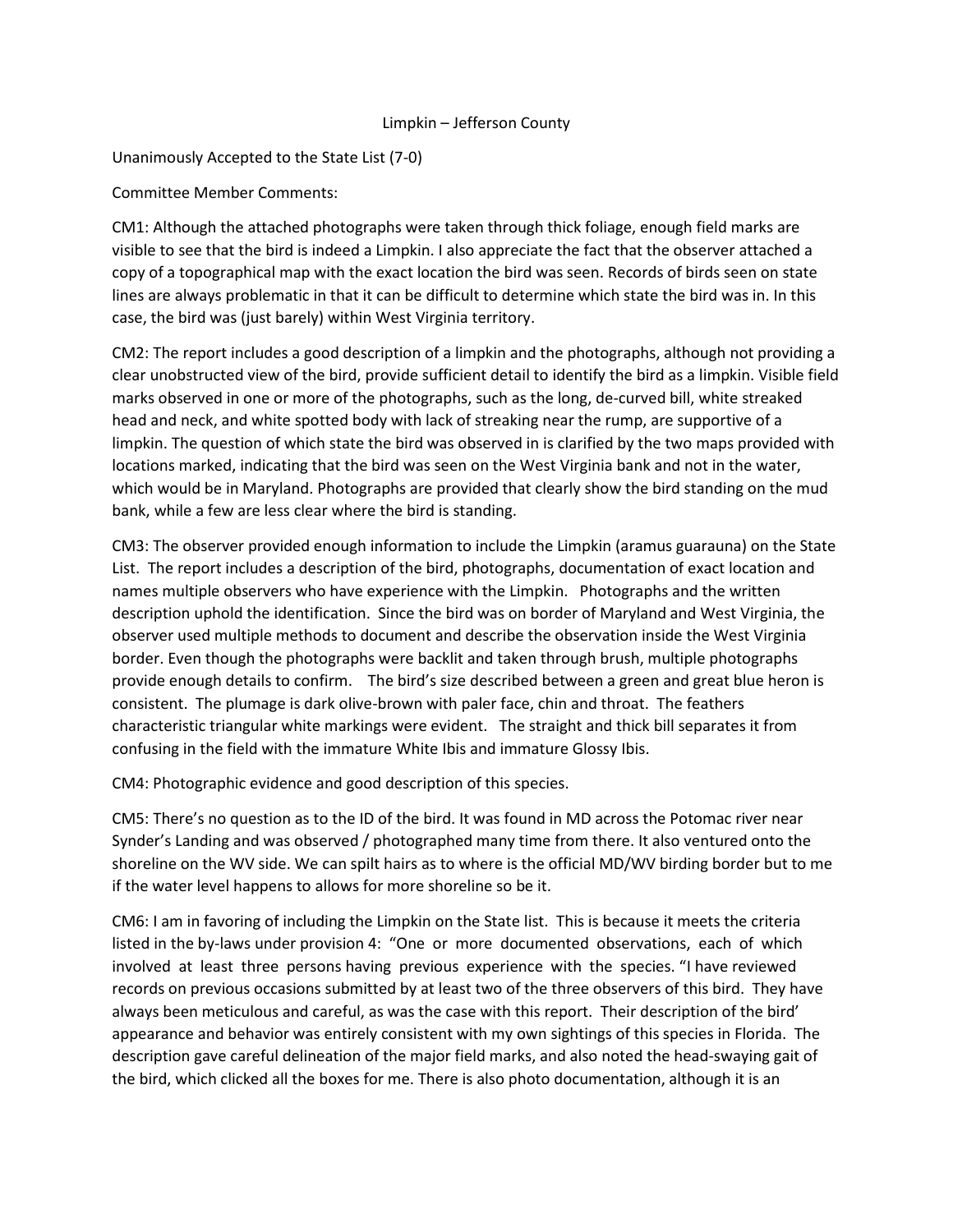# Limpkin – Jefferson County

Unanimously Accepted to the State List (7-0)

Committee Member Comments:

CM1: Although the attached photographs were taken through thick foliage, enough field marks are visible to see that the bird is indeed a Limpkin. I also appreciate the fact that the observer attached a copy of a topographical map with the exact location the bird was seen. Records of birds seen on state lines are always problematic in that it can be difficult to determine which state the bird was in. In this case, the bird was (just barely) within West Virginia territory.

CM2: The report includes a good description of a limpkin and the photographs, although not providing a clear unobstructed view of the bird, provide sufficient detail to identify the bird as a limpkin. Visible field marks observed in one or more of the photographs, such as the long, de-curved bill, white streaked head and neck, and white spotted body with lack of streaking near the rump, are supportive of a limpkin. The question of which state the bird was observed in is clarified by the two maps provided with locations marked, indicating that the bird was seen on the West Virginia bank and not in the water, which would be in Maryland. Photographs are provided that clearly show the bird standing on the mud bank, while a few are less clear where the bird is standing.

CM3: The observer provided enough information to include the Limpkin (aramus guarauna) on the State List. The report includes a description of the bird, photographs, documentation of exact location and names multiple observers who have experience with the Limpkin. Photographs and the written description uphold the identification. Since the bird was on border of Maryland and West Virginia, the observer used multiple methods to document and describe the observation inside the West Virginia border. Even though the photographs were backlit and taken through brush, multiple photographs provide enough details to confirm. The bird's size described between a green and great blue heron is consistent. The plumage is dark olive-brown with paler face, chin and throat. The feathers characteristic triangular white markings were evident. The straight and thick bill separates it from confusing in the field with the immature White Ibis and immature Glossy Ibis.

CM4: Photographic evidence and good description of this species.

CM5: There's no question as to the ID of the bird. It was found in MD across the Potomac river near Synder's Landing and was observed / photographed many time from there. It also ventured onto the shoreline on the WV side. We can spilt hairs as to where is the official MD/WV birding border but to me if the water level happens to allows for more shoreline so be it.

CM6: I am in favoring of including the Limpkin on the State list. This is because it meets the criteria listed in the by-laws under provision 4: "One or more documented observations, each of which involved at least three persons having previous experience with the species. "I have reviewed records on previous occasions submitted by at least two of the three observers of this bird. They have always been meticulous and careful, as was the case with this report. Their description of the bird' appearance and behavior was entirely consistent with my own sightings of this species in Florida. The description gave careful delineation of the major field marks, and also noted the head-swaying gait of the bird, which clicked all the boxes for me. There is also photo documentation, although it is an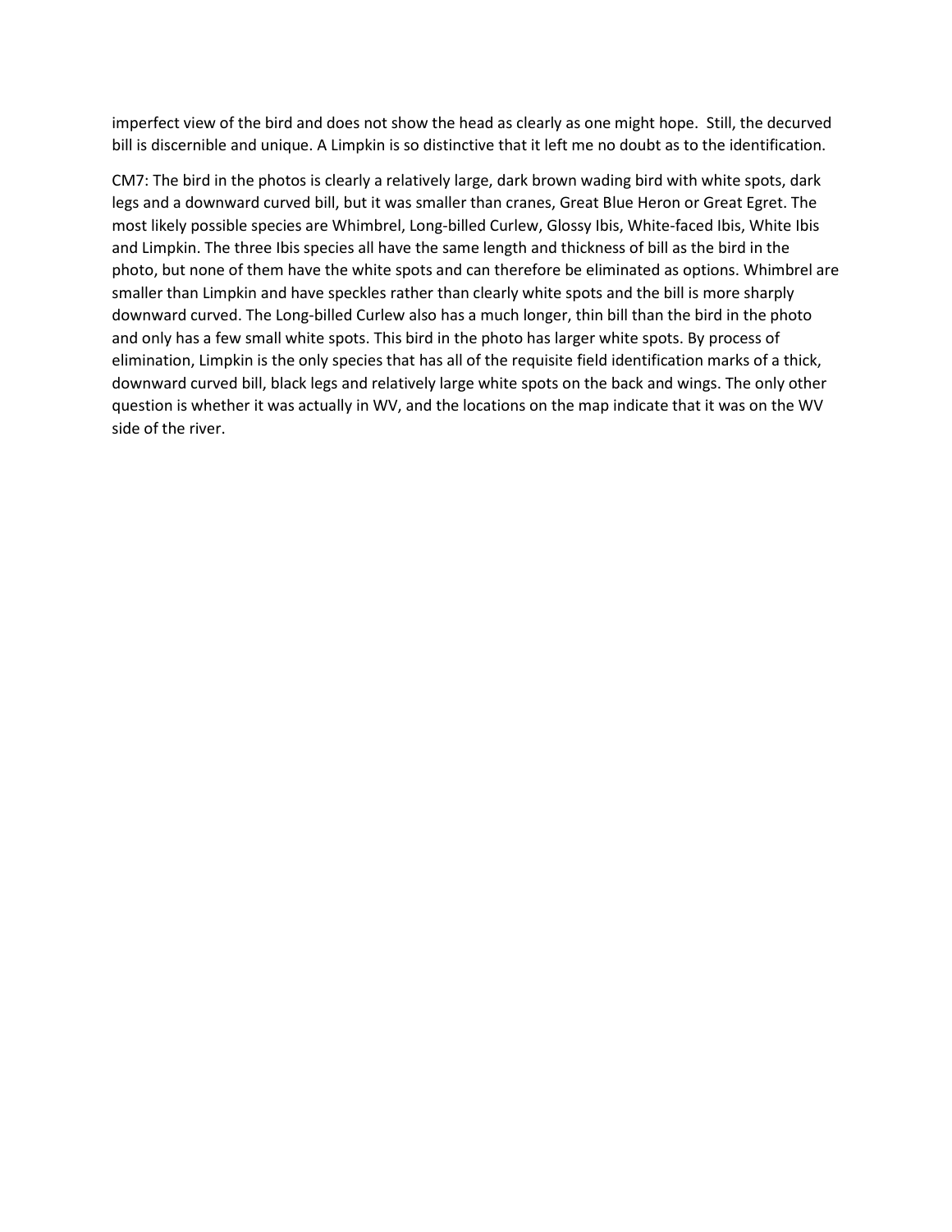imperfect view of the bird and does not show the head as clearly as one might hope.  Still, the decurved bill is discernible and unique. A Limpkin is so distinctive that it left me no doubt as to the identification.

CM7: The bird in the photos is clearly a relatively large, dark brown wading bird with white spots, dark legs and a downward curved bill, but it was smaller than cranes, Great Blue Heron or Great Egret. The most likely possible species are Whimbrel, Long-billed Curlew, Glossy Ibis, White-faced Ibis, White Ibis and Limpkin. The three Ibis species all have the same length and thickness of bill as the bird in the photo, but none of them have the white spots and can therefore be eliminated as options. Whimbrel are smaller than Limpkin and have speckles rather than clearly white spots and the bill is more sharply downward curved. The Long-billed Curlew also has a much longer, thin bill than the bird in the photo and only has a few small white spots. This bird in the photo has larger white spots. By process of elimination, Limpkin is the only species that has all of the requisite field identification marks of a thick, downward curved bill, black legs and relatively large white spots on the back and wings. The only other question is whether it was actually in WV, and the locations on the map indicate that it was on the WV side of the river.